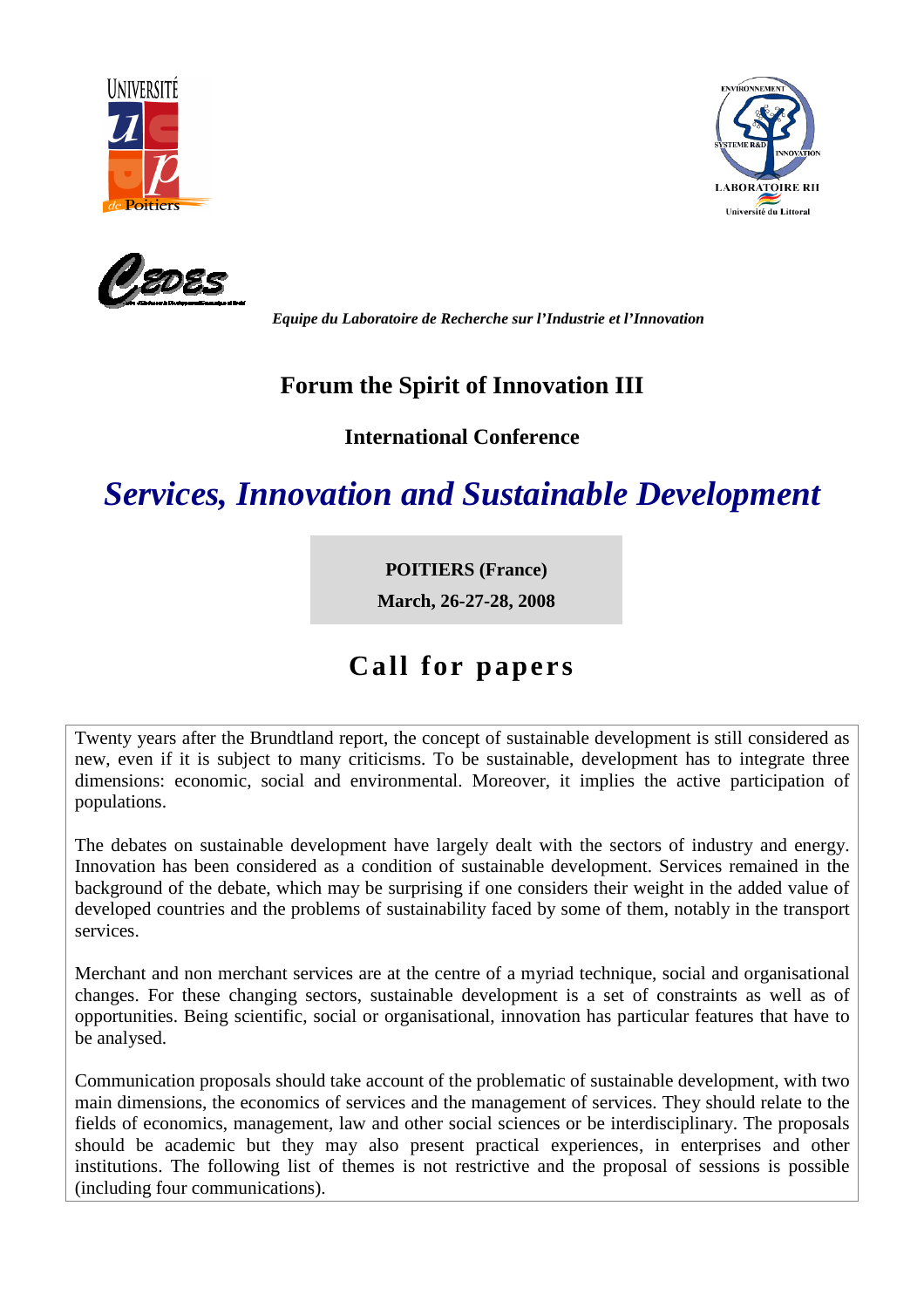*Equipe du Laboratoire de Recherche sur l'Industrie et l'Innovation*

# Forum the Spirit of Innovation III

## International Conference

# *Services, Innovation and Sustainable Development*

**POITIERS (France)**

**March, 26-27-28, 2008**

## Call for papers

Twenty years after the Brundtland report, the concept of sustainable development is still considered as new, even if it is subject to many criticisms. To be sustainable, development has to integrate three dimensions: economic, social and environmental. Moreover, it implies the active participation of populations.

The debates on sustainable development have largely dealt with the sectors of industry and energy. Innovation has been considered as a condition of sustainable development. Services remained in the background of the debate, which may be surprising if one considers their weight in the added value of developed countries and the problems of sustainability faced by some of them, notably in the transport services.

Merchant and non merchant services are at the centre of a myriad technique, social and organisational changes. For these changing sectors, sustainable development is a set of constraints as well as of opportunities. Being scientific, social or organisational, innovation has particular features that have to be analysed.

Communication proposals should take account of the problematic of sustainable development, with two main dimensions, the economics of services and the management of services. They should relate to the fields of economics, management, law and other social sciences or be interdisciplinary. The proposals should be academic but they may also present practical experiences, in enterprises and other institutions. The following list of themes is not restrictive and the proposal of sessions is possible (including four communications).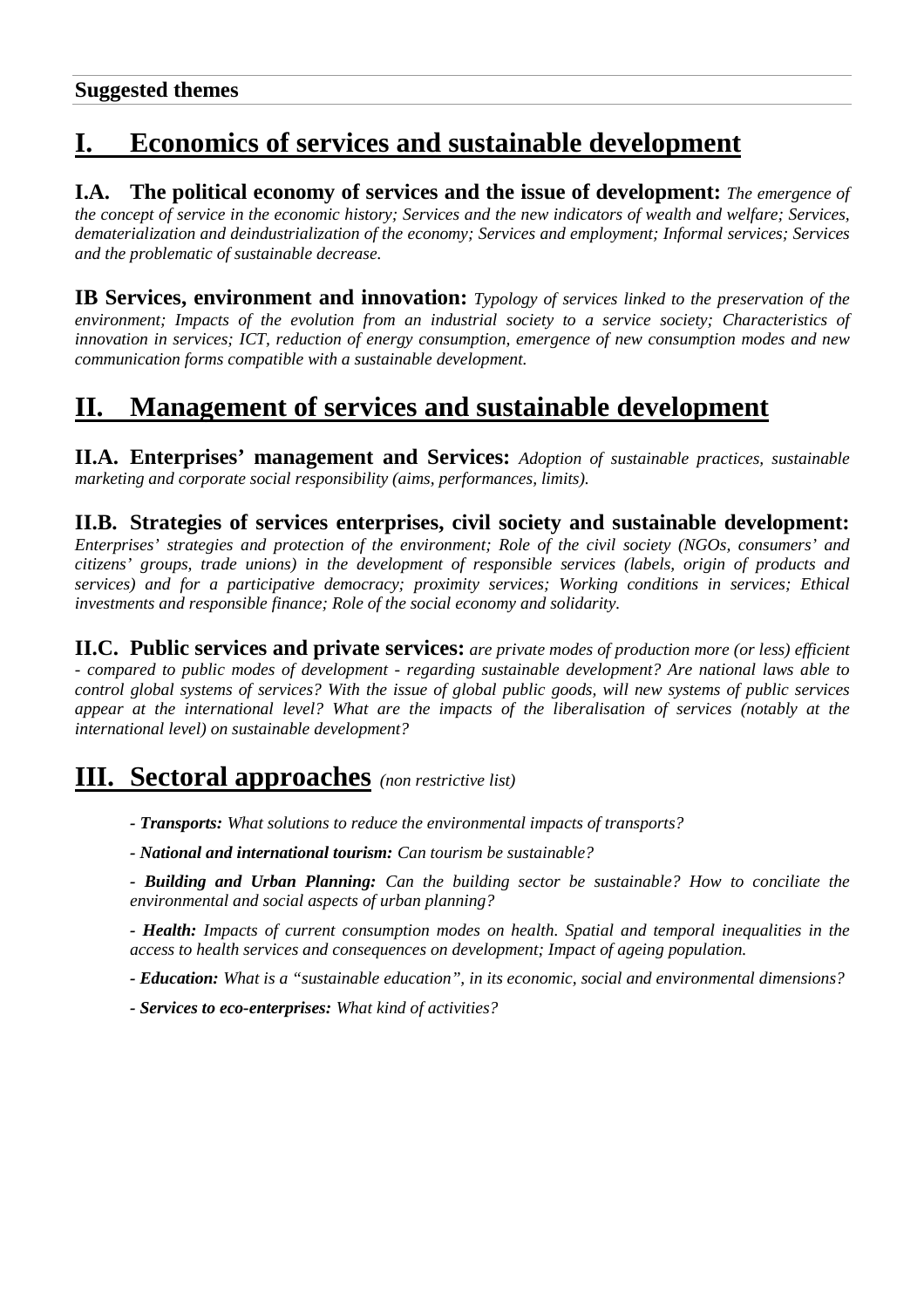**Suggested themes**

# I. Economics of services and sustainable development

**I.A. The political economy of services and the issue of development:** *The emergence of the concept of service in the economic history; Services and the new indicators of wealth and welfare; Services, dematerialization and deindustrialization of the economy; Services and employment; Informal services; Services and the problematic of sustainable decrease.*

**IB Services, environment and innovation:** *Typology of services linked to the preservation of the environment; Impacts of the evolution from an industrial society to a service society; Characteristics of innovation in services; ICT, reduction of energy consumption, emergence of new consumption modes and new communication forms compatible with a sustainable development.*

# II. Management of services and sustainable development

**II.A. Enterprises' management and Services:** *Adoption of sustainable practices, sustainable marketing and corporate social responsibility (aims, performances, limits).*

**II.B. Strategies of services enterprises, civil society and sustainable development:** *Enterprises' strategies and protection of the environment; Role of the civil society (NGOs, consumers' and citizens' groups, trade unions) in the development of responsible services (labels, origin of products and services) and for a participative democracy; proximity services; Working conditions in services; Ethical investments and responsible finance; Role of the social economy and solidarity.*

**II.C. Public services and private services:** *are private modes of production more (or less) efficient - compared to public modes of development - regarding sustainable development? Are national laws able to control global systems of services? With the issue of global public goods, will new systems of public services appear at the international level? What are the impacts of the liberalisation of services (notably at the international level) on sustainable development?*

# III. Sectoral approaches *(non restrictive list)*

- ***Transports:*** *What solutions to reduce the environmental impacts of transports?*
- ***National and international tourism:*** *Can tourism be sustainable?*
- ***Building and Urban Planning:*** *Can the building sector be sustainable? How to conciliate the environmental and social aspects of urban planning?*
- ***Health:*** *Impacts of current consumption modes on health. Spatial and temporal inequalities in the access to health services and consequences on development; Impact of ageing population.*
- ***Education:*** *What is a "sustainable education", in its economic, social and environmental dimensions?*
- ***Services to eco-enterprises:*** *What kind of activities?*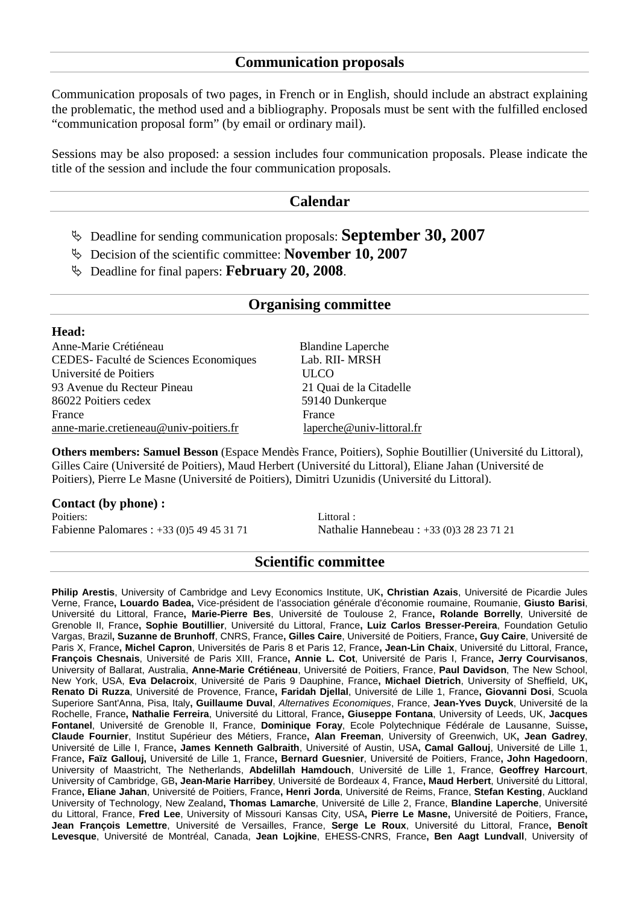## Communication proposals

Communication proposals of two pages, in French or in English, should include an abstract explaining the problematic, the method used and a bibliography. Proposals must be sent with the fulfilled enclosed "communication proposal form" (by email or ordinary mail).

Sessions may be also proposed: a session includes four communication proposals. Please indicate the title of the session and include the four communication proposals.

## Calendar

- Deadline for sending communication proposals: **September 30, 2007**
- Decision of the scientific committee: **November 10, 2007**
- Deadline for final papers: **February 20, 2008**.

## Organising committee

**Head:**

Anne-Marie Crétiéneau
CEDES- Faculté de Sciences Economiques
Université de Poitiers
93 Avenue du Recteur Pineau
86022 Poitiers cedex
France
anne-marie.cretieneau@univ-poitiers.fr

Blandine Laperche
Lab. RII- MRSH
ULCO
21 Quai de la Citadelle
59140 Dunkerque
France
laperche@univ-littoral.fr

**Others members: Samuel Besson** (Espace Mendès France, Poitiers), Sophie Boutillier (Université du Littoral), Gilles Caire (Université de Poitiers), Maud Herbert (Université du Littoral), Eliane Jahan (Université de Poitiers), Pierre Le Masne (Université de Poitiers), Dimitri Uzunidis (Université du Littoral).

**Contact (by phone) :**

Poitiers:
Fabienne Palomares : +33 (0)5 49 45 31 71

Littoral :
Nathalie Hannebeau : +33 (0)3 28 23 71 21

## Scientific committee

**Philip Arestis**, University of Cambridge and Levy Economics Institute, UK**, Christian Azais**, Université de Picardie Jules Verne, France**, Louardo Badea,** Vice-président de l'association générale d'économie roumaine, Roumanie, **Giusto Barisi**, Université du Littoral, France**, Marie-Pierre Bes**, Université de Toulouse 2, France**, Rolande Borrelly**, Université de Grenoble II, France**, Sophie Boutillier**, Université du Littoral, France**, Luiz Carlos Bresser-Pereira**, Foundation Getulio Vargas, Brazil**, Suzanne de Brunhoff**, CNRS, France**, Gilles Caire**, Université de Poitiers, France**, Guy Caire**, Université de Paris X, France**, Michel Capron**, Universités de Paris 8 et Paris 12, France**, Jean-Lin Chaix**, Université du Littoral, France**, François Chesnais**, Université de Paris XIII, France**, Annie L. Cot**, Université de Paris I, France**, Jerry Courvisanos**, University of Ballarat, Australia, **Anne-Marie Crétiéneau**, Université de Poitiers, France, **Paul Davidson**, The New School, New York, USA, **Eva Delacroix**, Université de Paris 9 Dauphine, France**, Michael Dietrich**, University of Sheffield, UK**, Renato Di Ruzza**, Université de Provence, France**, Faridah Djellal**, Université de Lille 1, France**, Giovanni Dosi**, Scuola Superiore Sant'Anna, Pisa, Italy**, Guillaume Duval**, *Alternatives Economiques*, France, **Jean-Yves Duyck**, Université de la Rochelle, France**, Nathalie Ferreira**, Université du Littoral, France**, Giuseppe Fontana**, University of Leeds, UK, **Jacques Fontanel**, Université de Grenoble II, France, **Dominique Foray**, Ecole Polytechnique Fédérale de Lausanne, Suisse**, Claude Fournier**, Institut Supérieur des Métiers, France**, Alan Freeman**, University of Greenwich, UK**, Jean Gadrey**, Université de Lille I, France**, James Kenneth Galbraith**, Université of Austin, USA**, Camal Gallouj**, Université de Lille 1, France**, Faïz Gallouj,** Université de Lille 1, France**, Bernard Guesnier**, Université de Poitiers, France**, John Hagedoorn**, University of Maastricht, The Netherlands, **Abdelillah Hamdouch**, Université de Lille 1, France, **Geoffrey Harcourt**, University of Cambridge, GB**, Jean-Marie Harribey**, Université de Bordeaux 4, France**, Maud Herbert**, Université du Littoral, France**, Eliane Jahan**, Université de Poitiers, France**, Henri Jorda**, Université de Reims, France, **Stefan Kesting**, Auckland University of Technology, New Zealand**, Thomas Lamarche**, Université de Lille 2, France, **Blandine Laperche**, Université du Littoral, France, **Fred Lee**, University of Missouri Kansas City, USA**, Pierre Le Masne,** Université de Poitiers, France**, Jean François Lemettre**, Université de Versailles, France, **Serge Le Roux**, Université du Littoral, France**, Benoît Levesque**, Université de Montréal, Canada, **Jean Lojkine**, EHESS-CNRS, France**, Ben Aagt Lundvall**, University of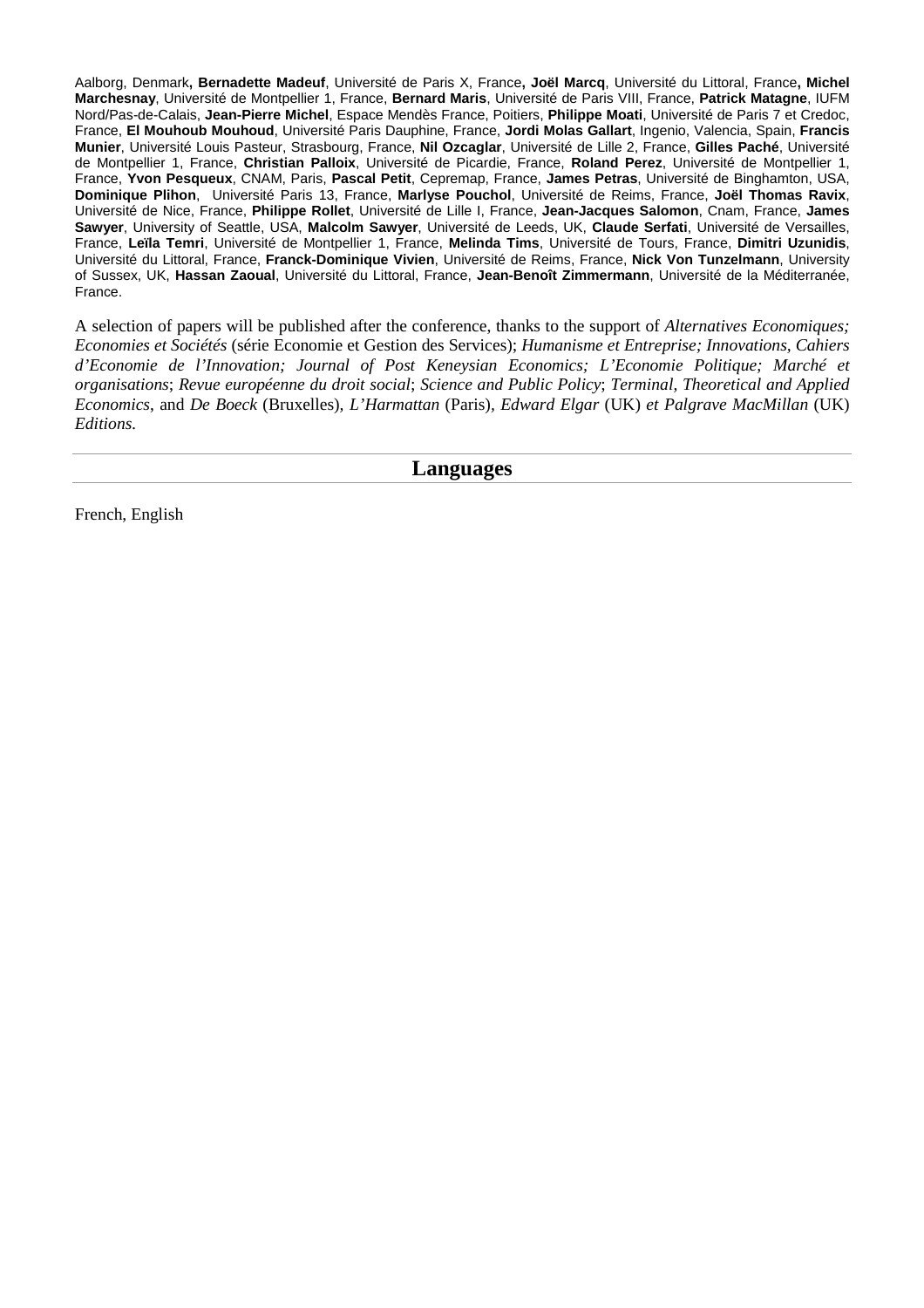Aalborg, Denmark**, Bernadette Madeuf**, Université de Paris X, France**, Joël Marcq**, Université du Littoral, France**, Michel Marchesnay**, Université de Montpellier 1, France, **Bernard Maris**, Université de Paris VIII, France, **Patrick Matagne**, IUFM Nord/Pas-de-Calais, **Jean-Pierre Michel**, Espace Mendès France, Poitiers, **Philippe Moati**, Université de Paris 7 et Credoc, France, **El Mouhoub Mouhoud**, Université Paris Dauphine, France, **Jordi Molas Gallart**, Ingenio, Valencia, Spain, **Francis Munier**, Université Louis Pasteur, Strasbourg, France, **Nil Ozcaglar**, Université de Lille 2, France, **Gilles Paché**, Université de Montpellier 1, France, **Christian Palloix**, Université de Picardie, France, **Roland Perez**, Université de Montpellier 1, France, **Yvon Pesqueux**, CNAM, Paris, **Pascal Petit**, Cepremap, France, **James Petras**, Université de Binghamton, USA, **Dominique Plihon**, Université Paris 13, France, **Marlyse Pouchol**, Université de Reims, France, **Joël Thomas Ravix**, Université de Nice, France, **Philippe Rollet**, Université de Lille I, France, **Jean-Jacques Salomon**, Cnam, France, **James Sawyer**, University of Seattle, USA, **Malcolm Sawyer**, Université de Leeds, UK, **Claude Serfati**, Université de Versailles, France, **Leïla Temri**, Université de Montpellier 1, France, **Melinda Tims**, Université de Tours, France, **Dimitri Uzunidis**, Université du Littoral, France, **Franck-Dominique Vivien**, Université de Reims, France, **Nick Von Tunzelmann**, University of Sussex, UK, **Hassan Zaoual**, Université du Littoral, France, **Jean-Benoît Zimmermann**, Université de la Méditerranée, France.

A selection of papers will be published after the conference, thanks to the support of *Alternatives Economiques; Economies et Sociétés* (série Economie et Gestion des Services); *Humanisme et Entreprise; Innovations, Cahiers d'Economie de l'Innovation; Journal of Post Keneysian Economics; L'Economie Politique; Marché et organisations*; *Revue européenne du droit social*; *Science and Public Policy*; *Terminal*, *Theoretical and Applied Economics*, and *De Boeck* (Bruxelles), *L'Harmattan* (Paris), *Edward Elgar* (UK) *et Palgrave MacMillan* (UK) *Editions.*

## Languages

French, English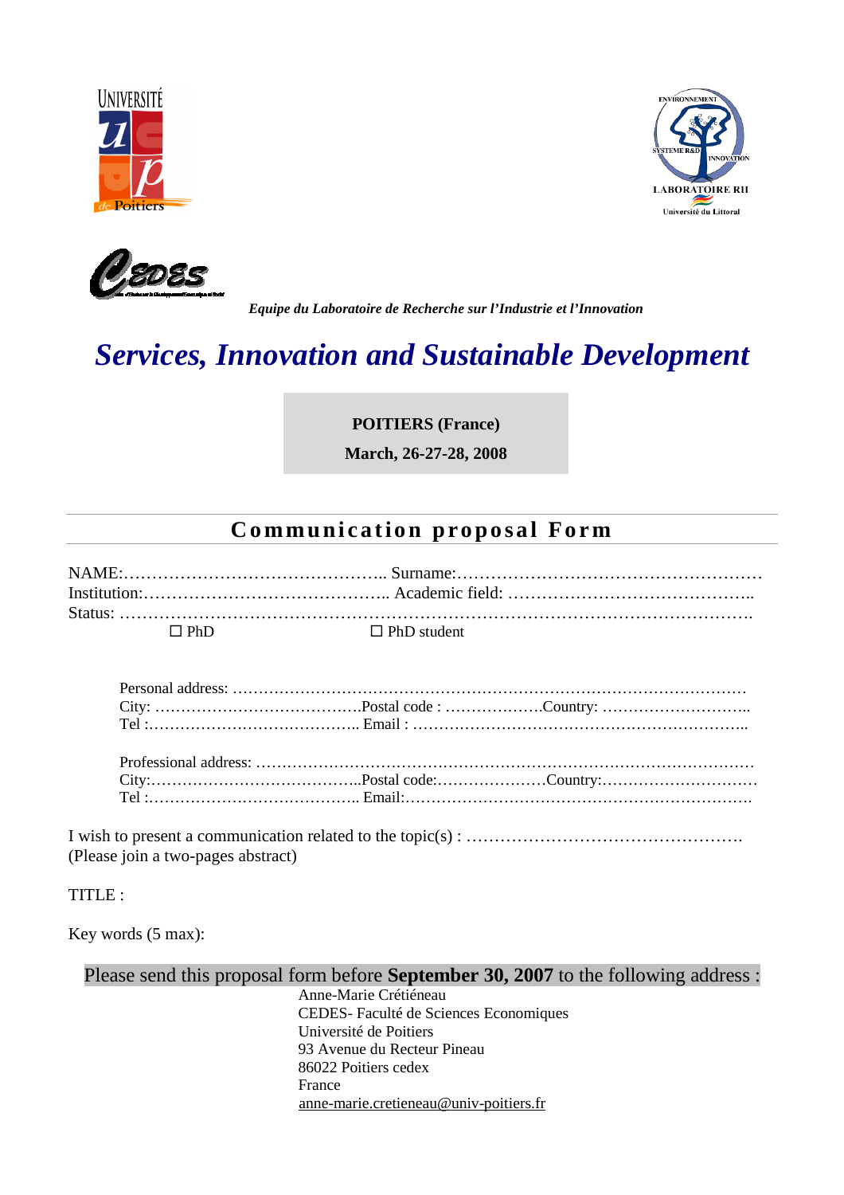*Equipe du Laboratoire de Recherche sur l'Industrie et l'Innovation*

# *Services, Innovation and Sustainable Development*

**POITIERS (France)**

**March, 26-27-28, 2008**

## Communication proposal Form

NAME:……………………………………….. Surname:………………………………………………
Institution:…………………………………….. Academic field: ……………………………………..
Status: ………………………………………………………………………………………………….
☐ PhD ☐ PhD student

Personal address: ………………………………………………………………………………………
City: ………………………………….Postal code : ……………….Country: ………………………..
Tel :………………………………….. Email : ………………………………………………………..

Professional address: ……………………………………………………………………………………
City:…………………………………..Postal code:…………………Country:…………………………
Tel :………………………………….. Email:…………………………………………………………….

I wish to present a communication related to the topic(s) : ………………………………………….
(Please join a two-pages abstract)

TITLE :

Key words (5 max):

Please send this proposal form before **September 30, 2007** to the following address :

Anne-Marie Crétiéneau
CEDES- Faculté de Sciences Economiques
Université de Poitiers
93 Avenue du Recteur Pineau
86022 Poitiers cedex
France
anne-marie.cretieneau@univ-poitiers.fr